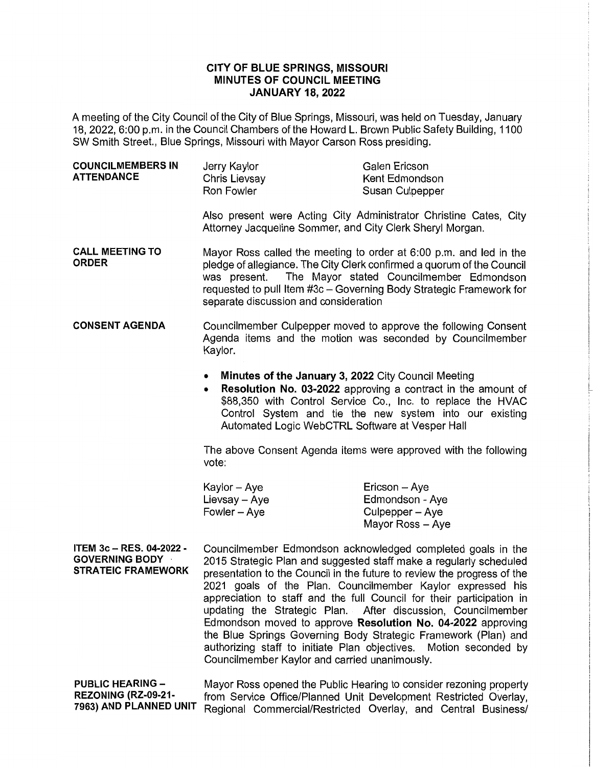# CITY OF BLUE SPRINGS, MISSOURI
## MINUTES OF COUNCIL MEETING
## JANUARY 18, 2022

A meeting of the City Council of the City of Blue Springs, Missouri, was held on Tuesday, January 18, 2022, 6:00 p.m. in the Council Chambers of the Howard L. Brown Public Safety Building, 1100 SW Smith Street., Blue Springs, Missouri with Mayor Carson Ross presiding.

**COUNCILMEMBERS IN ATTENDANCE**

| | |
|---|---|
| Jerry Kaylor | Galen Ericson |
| Chris Lievsay | Kent Edmondson |
| Ron Fowler | Susan Culpepper |

Also present were Acting City Administrator Christine Cates, City Attorney Jacqueline Sommer, and City Clerk Sheryl Morgan.

**CALL MEETING TO ORDER**

Mayor Ross called the meeting to order at 6:00 p.m. and led in the pledge of allegiance. The City Clerk confirmed a quorum of the Council was present. The Mayor stated Councilmember Edmondson requested to pull Item #3c – Governing Body Strategic Framework for separate discussion and consideration

**CONSENT AGENDA**

Councilmember Culpepper moved to approve the following Consent Agenda items and the motion was seconded by Councilmember Kaylor.

- **Minutes of the January 3, 2022** City Council Meeting
- **Resolution No. 03-2022** approving a contract in the amount of $88,350 with Control Service Co., Inc. to replace the HVAC Control System and tie the new system into our existing Automated Logic WebCTRL Software at Vesper Hall

The above Consent Agenda items were approved with the following vote:

| | |
|---|---|
| Kaylor – Aye | Ericson – Aye |
| Lievsay – Aye | Edmondson - Aye |
| Fowler – Aye | Culpepper – Aye |
| | Mayor Ross – Aye |

**ITEM 3c – RES. 04-2022 - GOVERNING BODY STRATEIC FRAMEWORK**

Councilmember Edmondson acknowledged completed goals in the 2015 Strategic Plan and suggested staff make a regularly scheduled presentation to the Council in the future to review the progress of the 2021 goals of the Plan. Councilmember Kaylor expressed his appreciation to staff and the full Council for their participation in updating the Strategic Plan. After discussion, Councilmember Edmondson moved to approve **Resolution No. 04-2022** approving the Blue Springs Governing Body Strategic Framework (Plan) and authorizing staff to initiate Plan objectives. Motion seconded by Councilmember Kaylor and carried unanimously.

**PUBLIC HEARING – REZONING (RZ-09-21-7963) AND PLANNED UNIT**

Mayor Ross opened the Public Hearing to consider rezoning property from Service Office/Planned Unit Development Restricted Overlay, Regional Commercial/Restricted Overlay, and Central Business/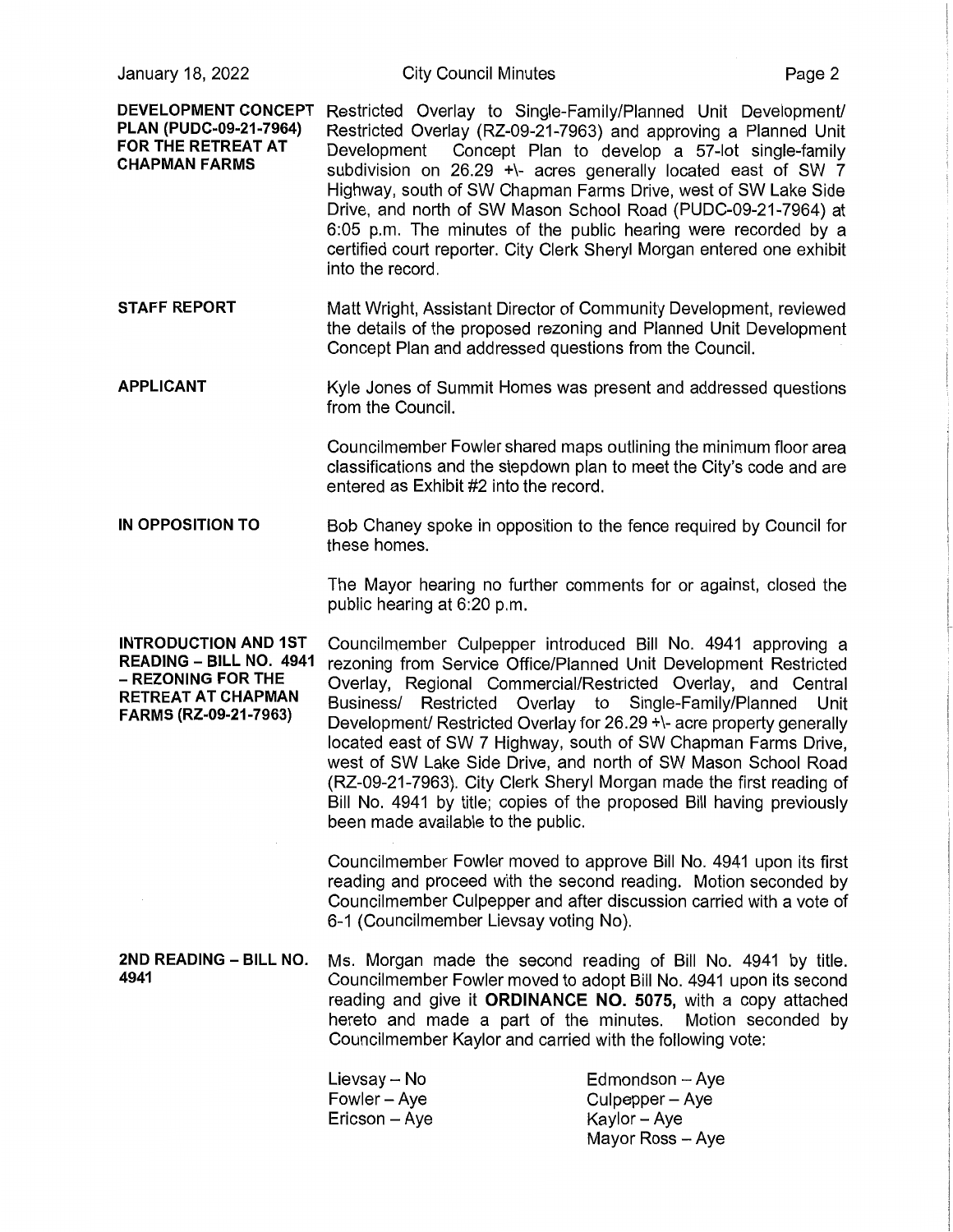**DEVELOPMENT CONCEPT PLAN (PUDC-09-21-7964) FOR THE RETREAT AT CHAPMAN FARMS**

Restricted Overlay to Single-Family/Planned Unit Development/ Restricted Overlay (RZ-09-21-7963) and approving a Planned Unit Development Concept Plan to develop a 57-lot single-family subdivision on 26.29 +\- acres generally located east of SW 7 Highway, south of SW Chapman Farms Drive, west of SW Lake Side Drive, and north of SW Mason School Road (PUDC-09-21-7964) at 6:05 p.m. The minutes of the public hearing were recorded by a certified court reporter. City Clerk Sheryl Morgan entered one exhibit into the record.

**STAFF REPORT**

Matt Wright, Assistant Director of Community Development, reviewed the details of the proposed rezoning and Planned Unit Development Concept Plan and addressed questions from the Council.

**APPLICANT**

Kyle Jones of Summit Homes was present and addressed questions from the Council.

Councilmember Fowler shared maps outlining the minimum floor area classifications and the stepdown plan to meet the City's code and are entered as Exhibit #2 into the record.

**IN OPPOSITION TO**

Bob Chaney spoke in opposition to the fence required by Council for these homes.

The Mayor hearing no further comments for or against, closed the public hearing at 6:20 p.m.

**INTRODUCTION AND 1ST READING – BILL NO. 4941 – REZONING FOR THE RETREAT AT CHAPMAN FARMS (RZ-09-21-7963)**

Councilmember Culpepper introduced Bill No. 4941 approving a rezoning from Service Office/Planned Unit Development Restricted Overlay, Regional Commercial/Restricted Overlay, and Central Business/ Restricted Overlay to Single-Family/Planned Unit Development/ Restricted Overlay for 26.29 +\- acre property generally located east of SW 7 Highway, south of SW Chapman Farms Drive, west of SW Lake Side Drive, and north of SW Mason School Road (RZ-09-21-7963). City Clerk Sheryl Morgan made the first reading of Bill No. 4941 by title; copies of the proposed Bill having previously been made available to the public.

Councilmember Fowler moved to approve Bill No. 4941 upon its first reading and proceed with the second reading. Motion seconded by Councilmember Culpepper and after discussion carried with a vote of 6-1 (Councilmember Lievsay voting No).

**2ND READING – BILL NO. 4941**

Ms. Morgan made the second reading of Bill No. 4941 by title. Councilmember Fowler moved to adopt Bill No. 4941 upon its second reading and give it **ORDINANCE NO. 5075**, with a copy attached hereto and made a part of the minutes. Motion seconded by Councilmember Kaylor and carried with the following vote:

Lievsay – No
Fowler – Aye
Ericson – Aye
Edmondson – Aye
Culpepper – Aye
Kaylor – Aye
Mayor Ross – Aye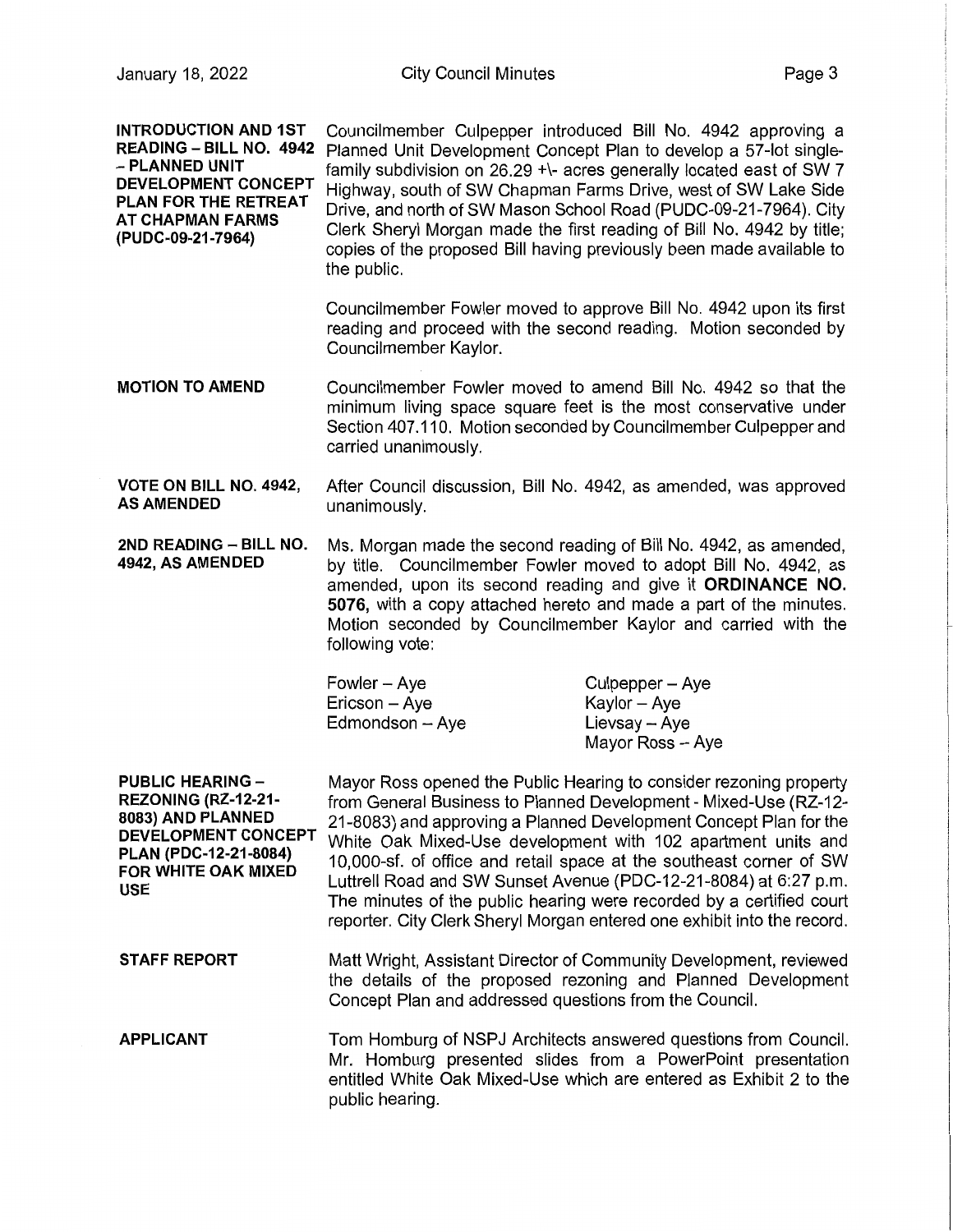**INTRODUCTION AND 1ST READING – BILL NO. 4942 – PLANNED UNIT DEVELOPMENT CONCEPT PLAN FOR THE RETREAT AT CHAPMAN FARMS (PUDC-09-21-7964)**

Councilmember Culpepper introduced Bill No. 4942 approving a Planned Unit Development Concept Plan to develop a 57-lot single-family subdivision on 26.29 +\- acres generally located east of SW 7 Highway, south of SW Chapman Farms Drive, west of SW Lake Side Drive, and north of SW Mason School Road (PUDC-09-21-7964). City Clerk Sheryl Morgan made the first reading of Bill No. 4942 by title; copies of the proposed Bill having previously been made available to the public.

Councilmember Fowler moved to approve Bill No. 4942 upon its first reading and proceed with the second reading. Motion seconded by Councilmember Kaylor.

**MOTION TO AMEND**

Councilmember Fowler moved to amend Bill No. 4942 so that the minimum living space square feet is the most conservative under Section 407.110. Motion seconded by Councilmember Culpepper and carried unanimously.

**VOTE ON BILL NO. 4942, AS AMENDED**

After Council discussion, Bill No. 4942, as amended, was approved unanimously.

**2ND READING – BILL NO. 4942, AS AMENDED**

Ms. Morgan made the second reading of Bill No. 4942, as amended, by title. Councilmember Fowler moved to adopt Bill No. 4942, as amended, upon its second reading and give it **ORDINANCE NO. 5076,** with a copy attached hereto and made a part of the minutes. Motion seconded by Councilmember Kaylor and carried with the following vote:

| | |
|---|---|
| Fowler – Aye | Culpepper – Aye |
| Ericson – Aye | Kaylor – Aye |
| Edmondson – Aye | Lievsay – Aye |
| | Mayor Ross – Aye |

**PUBLIC HEARING – REZONING (RZ-12-21-8083) AND PLANNED DEVELOPMENT CONCEPT PLAN (PDC-12-21-8084) FOR WHITE OAK MIXED USE**

Mayor Ross opened the Public Hearing to consider rezoning property from General Business to Planned Development - Mixed-Use (RZ-12-21-8083) and approving a Planned Development Concept Plan for the White Oak Mixed-Use development with 102 apartment units and 10,000-sf. of office and retail space at the southeast corner of SW Luttrell Road and SW Sunset Avenue (PDC-12-21-8084) at 6:27 p.m. The minutes of the public hearing were recorded by a certified court reporter. City Clerk Sheryl Morgan entered one exhibit into the record.

**STAFF REPORT**

Matt Wright, Assistant Director of Community Development, reviewed the details of the proposed rezoning and Planned Development Concept Plan and addressed questions from the Council.

**APPLICANT**

Tom Homburg of NSPJ Architects answered questions from Council. Mr. Homburg presented slides from a PowerPoint presentation entitled White Oak Mixed-Use which are entered as Exhibit 2 to the public hearing.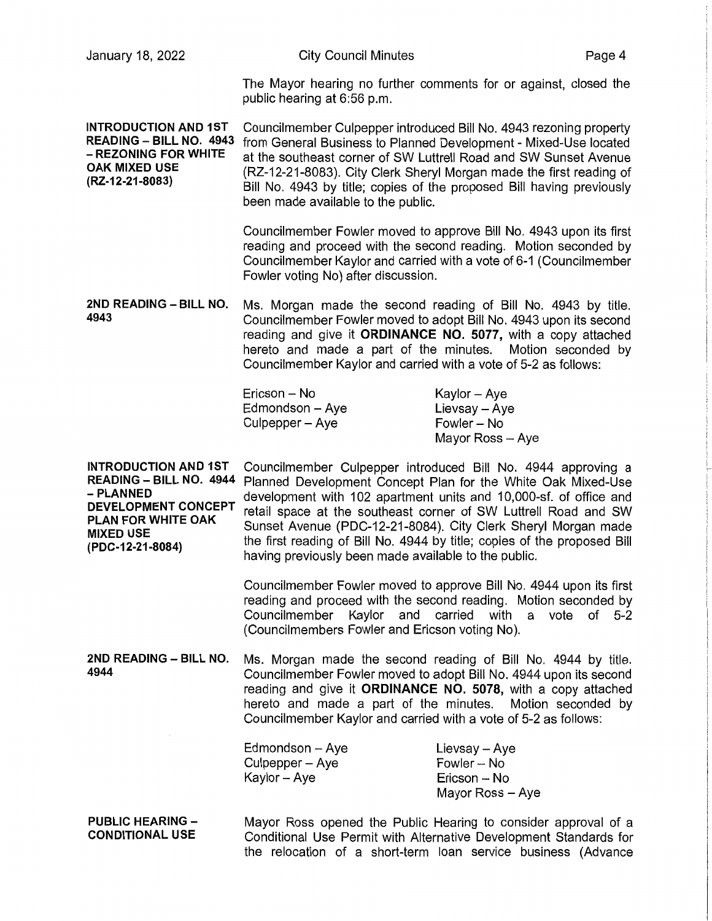The Mayor hearing no further comments for or against, closed the public hearing at 6:56 p.m.

**INTRODUCTION AND 1ST READING – BILL NO. 4943 – REZONING FOR WHITE OAK MIXED USE (RZ-12-21-8083)**

Councilmember Culpepper introduced Bill No. 4943 rezoning property from General Business to Planned Development - Mixed-Use located at the southeast corner of SW Luttrell Road and SW Sunset Avenue (RZ-12-21-8083). City Clerk Sheryl Morgan made the first reading of Bill No. 4943 by title; copies of the proposed Bill having previously been made available to the public.

Councilmember Fowler moved to approve Bill No. 4943 upon its first reading and proceed with the second reading. Motion seconded by Councilmember Kaylor and carried with a vote of 6-1 (Councilmember Fowler voting No) after discussion.

**2ND READING – BILL NO. 4943**

Ms. Morgan made the second reading of Bill No. 4943 by title. Councilmember Fowler moved to adopt Bill No. 4943 upon its second reading and give it **ORDINANCE NO. 5077,** with a copy attached hereto and made a part of the minutes. Motion seconded by Councilmember Kaylor and carried with a vote of 5-2 as follows:

Ericson – No
Edmondson – Aye
Culpepper – Aye
Kaylor – Aye
Lievsay – Aye
Fowler – No
Mayor Ross – Aye

**INTRODUCTION AND 1ST READING – BILL NO. 4944 – PLANNED DEVELOPMENT CONCEPT PLAN FOR WHITE OAK MIXED USE (PDC-12-21-8084)**

Councilmember Culpepper introduced Bill No. 4944 approving a Planned Development Concept Plan for the White Oak Mixed-Use development with 102 apartment units and 10,000-sf. of office and retail space at the southeast corner of SW Luttrell Road and SW Sunset Avenue (PDC-12-21-8084). City Clerk Sheryl Morgan made the first reading of Bill No. 4944 by title; copies of the proposed Bill having previously been made available to the public.

Councilmember Fowler moved to approve Bill No. 4944 upon its first reading and proceed with the second reading. Motion seconded by Councilmember Kaylor and carried with a vote of 5-2 (Councilmembers Fowler and Ericson voting No).

**2ND READING – BILL NO. 4944**

Ms. Morgan made the second reading of Bill No. 4944 by title. Councilmember Fowler moved to adopt Bill No. 4944 upon its second reading and give it **ORDINANCE NO. 5078,** with a copy attached hereto and made a part of the minutes. Motion seconded by Councilmember Kaylor and carried with a vote of 5-2 as follows:

Edmondson – Aye
Culpepper – Aye
Kaylor – Aye
Lievsay – Aye
Fowler – No
Ericson – No
Mayor Ross – Aye

**PUBLIC HEARING – CONDITIONAL USE**

Mayor Ross opened the Public Hearing to consider approval of a Conditional Use Permit with Alternative Development Standards for the relocation of a short-term loan service business (Advance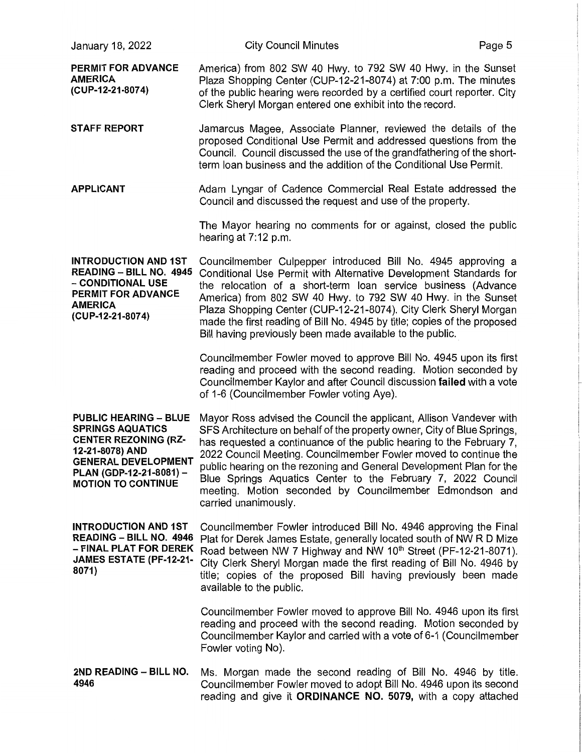**PERMIT FOR ADVANCE AMERICA (CUP-12-21-8074)**

America) from 802 SW 40 Hwy. to 792 SW 40 Hwy. in the Sunset Plaza Shopping Center (CUP-12-21-8074) at 7:00 p.m. The minutes of the public hearing were recorded by a certified court reporter. City Clerk Sheryl Morgan entered one exhibit into the record.

**STAFF REPORT**

Jamarcus Magee, Associate Planner, reviewed the details of the proposed Conditional Use Permit and addressed questions from the Council. Council discussed the use of the grandfathering of the short-term loan business and the addition of the Conditional Use Permit.

**APPLICANT**

Adam Lyngar of Cadence Commercial Real Estate addressed the Council and discussed the request and use of the property.

The Mayor hearing no comments for or against, closed the public hearing at 7:12 p.m.

**INTRODUCTION AND 1ST READING – BILL NO. 4945 – CONDITIONAL USE PERMIT FOR ADVANCE AMERICA (CUP-12-21-8074)**

Councilmember Culpepper introduced Bill No. 4945 approving a Conditional Use Permit with Alternative Development Standards for the relocation of a short-term loan service business (Advance America) from 802 SW 40 Hwy. to 792 SW 40 Hwy. in the Sunset Plaza Shopping Center (CUP-12-21-8074). City Clerk Sheryl Morgan made the first reading of Bill No. 4945 by title; copies of the proposed Bill having previously been made available to the public.

Councilmember Fowler moved to approve Bill No. 4945 upon its first reading and proceed with the second reading. Motion seconded by Councilmember Kaylor and after Council discussion **failed** with a vote of 1-6 (Councilmember Fowler voting Aye).

**PUBLIC HEARING – BLUE SPRINGS AQUATICS CENTER REZONING (RZ-12-21-8078) AND GENERAL DEVELOPMENT PLAN (GDP-12-21-8081) – MOTION TO CONTINUE**

Mayor Ross advised the Council the applicant, Allison Vandever with SFS Architecture on behalf of the property owner, City of Blue Springs, has requested a continuance of the public hearing to the February 7, 2022 Council Meeting. Councilmember Fowler moved to continue the public hearing on the rezoning and General Development Plan for the Blue Springs Aquatics Center to the February 7, 2022 Council meeting. Motion seconded by Councilmember Edmondson and carried unanimously.

**INTRODUCTION AND 1ST READING – BILL NO. 4946 – FINAL PLAT FOR DEREK JAMES ESTATE (PF-12-21-8071)**

Councilmember Fowler introduced Bill No. 4946 approving the Final Plat for Derek James Estate, generally located south of NW R D Mize Road between NW 7 Highway and NW 10th Street (PF-12-21-8071). City Clerk Sheryl Morgan made the first reading of Bill No. 4946 by title; copies of the proposed Bill having previously been made available to the public.

Councilmember Fowler moved to approve Bill No. 4946 upon its first reading and proceed with the second reading. Motion seconded by Councilmember Kaylor and carried with a vote of 6-1 (Councilmember Fowler voting No).

**2ND READING – BILL NO. 4946**

Ms. Morgan made the second reading of Bill No. 4946 by title. Councilmember Fowler moved to adopt Bill No. 4946 upon its second reading and give it **ORDINANCE NO. 5079,** with a copy attached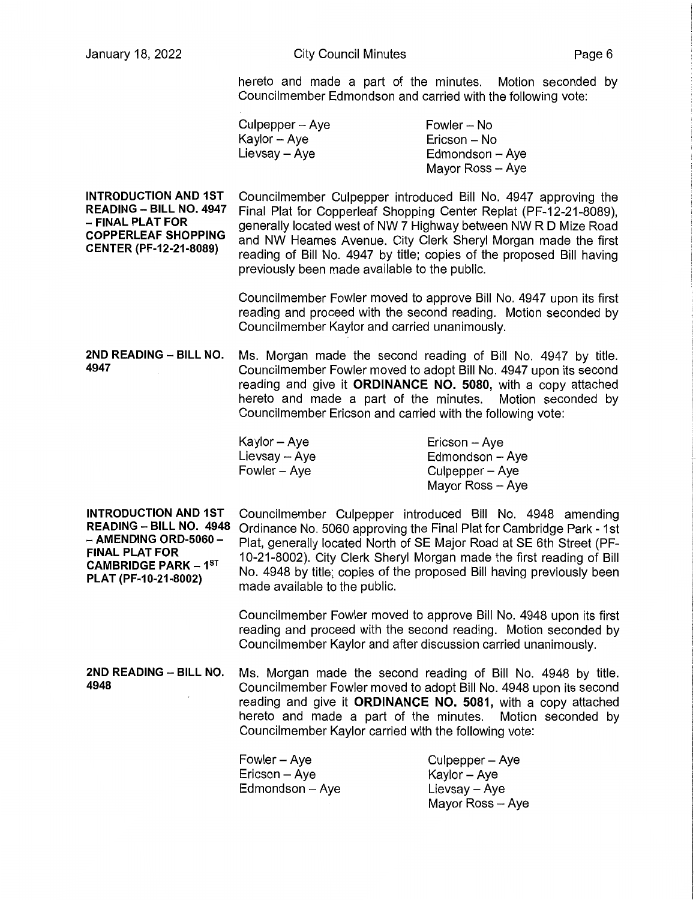hereto and made a part of the minutes. Motion seconded by Councilmember Edmondson and carried with the following vote:

| | |
|---|---|
| Culpepper – Aye | Fowler – No |
| Kaylor – Aye | Ericson – No |
| Lievsay – Aye | Edmondson – Aye |
| | Mayor Ross – Aye |

**INTRODUCTION AND 1ST READING – BILL NO. 4947 – FINAL PLAT FOR COPPERLEAF SHOPPING CENTER (PF-12-21-8089)**

Councilmember Culpepper introduced Bill No. 4947 approving the Final Plat for Copperleaf Shopping Center Replat (PF-12-21-8089), generally located west of NW 7 Highway between NW R D Mize Road and NW Hearnes Avenue. City Clerk Sheryl Morgan made the first reading of Bill No. 4947 by title; copies of the proposed Bill having previously been made available to the public.

Councilmember Fowler moved to approve Bill No. 4947 upon its first reading and proceed with the second reading. Motion seconded by Councilmember Kaylor and carried unanimously.

**2ND READING – BILL NO. 4947**

Ms. Morgan made the second reading of Bill No. 4947 by title. Councilmember Fowler moved to adopt Bill No. 4947 upon its second reading and give it **ORDINANCE NO. 5080**, with a copy attached hereto and made a part of the minutes. Motion seconded by Councilmember Ericson and carried with the following vote:

| | |
|---|---|
| Kaylor – Aye | Ericson – Aye |
| Lievsay – Aye | Edmondson – Aye |
| Fowler – Aye | Culpepper – Aye |
| | Mayor Ross – Aye |

**INTRODUCTION AND 1ST READING – BILL NO. 4948 – AMENDING ORD-5060 – FINAL PLAT FOR CAMBRIDGE PARK – 1ST PLAT (PF-10-21-8002)**

Councilmember Culpepper introduced Bill No. 4948 amending Ordinance No. 5060 approving the Final Plat for Cambridge Park - 1st Plat, generally located North of SE Major Road at SE 6th Street (PF-10-21-8002). City Clerk Sheryl Morgan made the first reading of Bill No. 4948 by title; copies of the proposed Bill having previously been made available to the public.

Councilmember Fowler moved to approve Bill No. 4948 upon its first reading and proceed with the second reading. Motion seconded by Councilmember Kaylor and after discussion carried unanimously.

**2ND READING – BILL NO. 4948**

Ms. Morgan made the second reading of Bill No. 4948 by title. Councilmember Fowler moved to adopt Bill No. 4948 upon its second reading and give it **ORDINANCE NO. 5081,** with a copy attached hereto and made a part of the minutes. Motion seconded by Councilmember Kaylor carried with the following vote:

| | |
|---|---|
| Fowler – Aye | Culpepper – Aye |
| Ericson – Aye | Kaylor – Aye |
| Edmondson – Aye | Lievsay – Aye |
| | Mayor Ross – Aye |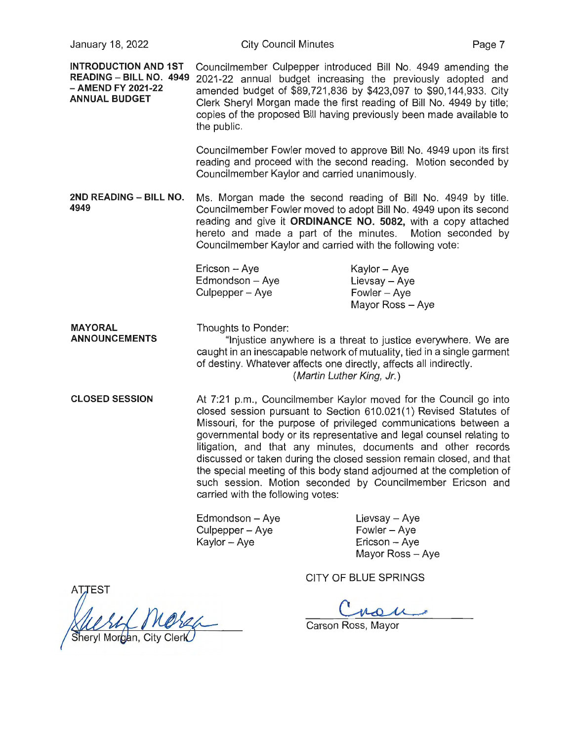**INTRODUCTION AND 1ST READING – BILL NO. 4949 – AMEND FY 2021-22 ANNUAL BUDGET**

Councilmember Culpepper introduced Bill No. 4949 amending the 2021-22 annual budget increasing the previously adopted and amended budget of $89,721,836 by $423,097 to $90,144,933. City Clerk Sheryl Morgan made the first reading of Bill No. 4949 by title; copies of the proposed Bill having previously been made available to the public.

Councilmember Fowler moved to approve Bill No. 4949 upon its first reading and proceed with the second reading. Motion seconded by Councilmember Kaylor and carried unanimously.

**2ND READING – BILL NO. 4949**

Ms. Morgan made the second reading of Bill No. 4949 by title. Councilmember Fowler moved to adopt Bill No. 4949 upon its second reading and give it **ORDINANCE NO. 5082,** with a copy attached hereto and made a part of the minutes. Motion seconded by Councilmember Kaylor and carried with the following vote:

Ericson – Aye
Edmondson – Aye
Culpepper – Aye
Kaylor – Aye
Lievsay – Aye
Fowler – Aye
Mayor Ross – Aye

**MAYORAL ANNOUNCEMENTS**

Thoughts to Ponder:

"Injustice anywhere is a threat to justice everywhere. We are caught in an inescapable network of mutuality, tied in a single garment of destiny. Whatever affects one directly, affects all indirectly.

(*Martin Luther King, Jr.*)

**CLOSED SESSION**

At 7:21 p.m., Councilmember Kaylor moved for the Council go into closed session pursuant to Section 610.021(1) Revised Statutes of Missouri, for the purpose of privileged communications between a governmental body or its representative and legal counsel relating to litigation, and that any minutes, documents and other records discussed or taken during the closed session remain closed, and that the special meeting of this body stand adjourned at the completion of such session. Motion seconded by Councilmember Ericson and carried with the following votes:

Edmondson – Aye
Culpepper – Aye
Kaylor – Aye
Lievsay – Aye
Fowler – Aye
Ericson – Aye
Mayor Ross – Aye

CITY OF BLUE SPRINGS

ATTEST

Sheryl Morgan, City Clerk

Carson Ross, Mayor